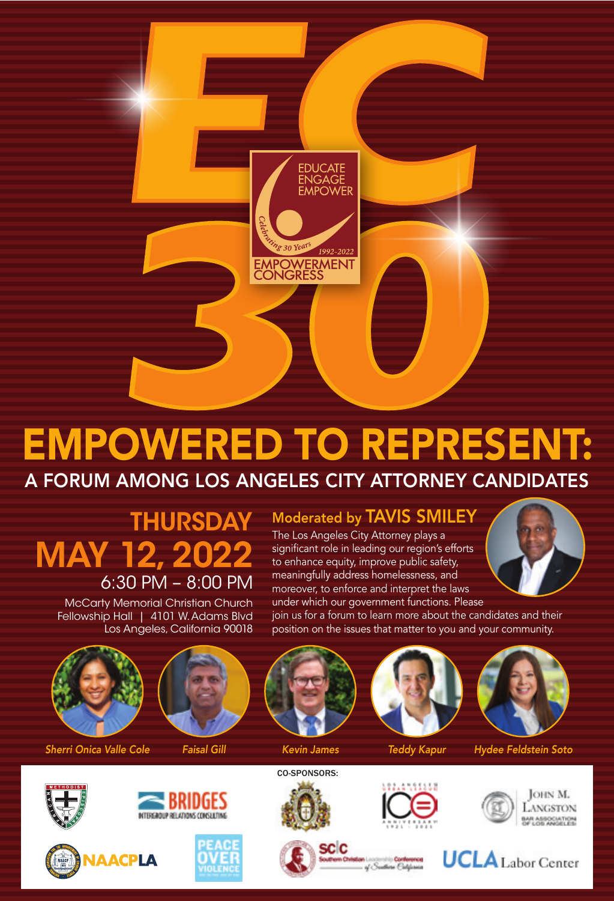# EC 30

EDUCATE
ENGAGE
EMPOWER

Celebrating 30 Years 1992-2022

EMPOWERMENT CONGRESS

# EMPOWERED TO REPRESENT:

## A FORUM AMONG LOS ANGELES CITY ATTORNEY CANDIDATES

**THURSDAY**
**MAY 12, 2022**
6:30 PM – 8:00 PM

McCarty Memorial Christian Church
Fellowship Hall | 4101 W. Adams Blvd
Los Angeles, California 90018

### Moderated by TAVIS SMILEY

The Los Angeles City Attorney plays a significant role in leading our region's efforts to enhance equity, improve public safety, meaningfully address homelessness, and moreover, to enforce and interpret the laws under which our government functions. Please join us for a forum to learn more about the candidates and their position on the issues that matter to you and your community.

*Sherri Onica Valle Cole* | *Faisal Gill* | *Kevin James* | *Teddy Kapur* | *Hydee Feldstein Soto*

CO-SPONSORS:

African Methodist Episcopal | BRIDGES Intergroup Relations Consulting | Los Angeles Urban League 100 Anniversary 1921 - 2021 | John M. Langston Bar Association of Los Angeles | NAACP LA | Peace Over Violence | SCLC Southern Christian Leadership Conference of Southern California | UCLA Labor Center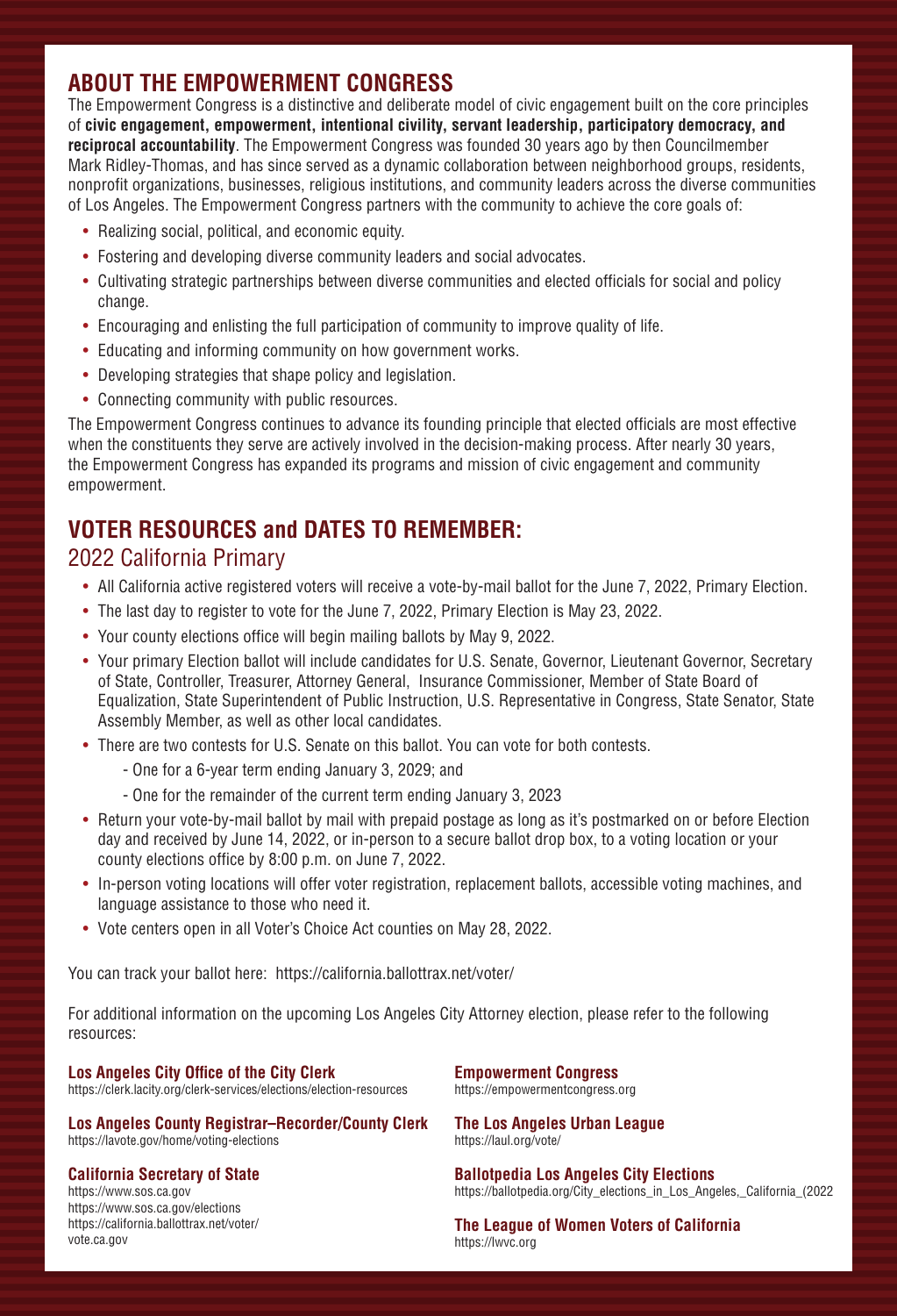## ABOUT THE EMPOWERMENT CONGRESS

The Empowerment Congress is a distinctive and deliberate model of civic engagement built on the core principles of **civic engagement, empowerment, intentional civility, servant leadership, participatory democracy, and reciprocal accountability**. The Empowerment Congress was founded 30 years ago by then Councilmember Mark Ridley-Thomas, and has since served as a dynamic collaboration between neighborhood groups, residents, nonprofit organizations, businesses, religious institutions, and community leaders across the diverse communities of Los Angeles. The Empowerment Congress partners with the community to achieve the core goals of:

- Realizing social, political, and economic equity.
- Fostering and developing diverse community leaders and social advocates.
- Cultivating strategic partnerships between diverse communities and elected officials for social and policy change.
- Encouraging and enlisting the full participation of community to improve quality of life.
- Educating and informing community on how government works.
- Developing strategies that shape policy and legislation.
- Connecting community with public resources.

The Empowerment Congress continues to advance its founding principle that elected officials are most effective when the constituents they serve are actively involved in the decision-making process. After nearly 30 years, the Empowerment Congress has expanded its programs and mission of civic engagement and community empowerment.

## VOTER RESOURCES and DATES TO REMEMBER:

### 2022 California Primary

- All California active registered voters will receive a vote-by-mail ballot for the June 7, 2022, Primary Election.
- The last day to register to vote for the June 7, 2022, Primary Election is May 23, 2022.
- Your county elections office will begin mailing ballots by May 9, 2022.
- Your primary Election ballot will include candidates for U.S. Senate, Governor, Lieutenant Governor, Secretary of State, Controller, Treasurer, Attorney General, Insurance Commissioner, Member of State Board of Equalization, State Superintendent of Public Instruction, U.S. Representative in Congress, State Senator, State Assembly Member, as well as other local candidates.
- There are two contests for U.S. Senate on this ballot. You can vote for both contests.
  - One for a 6-year term ending January 3, 2029; and
  - One for the remainder of the current term ending January 3, 2023
- Return your vote-by-mail ballot by mail with prepaid postage as long as it's postmarked on or before Election day and received by June 14, 2022, or in-person to a secure ballot drop box, to a voting location or your county elections office by 8:00 p.m. on June 7, 2022.
- In-person voting locations will offer voter registration, replacement ballots, accessible voting machines, and language assistance to those who need it.
- Vote centers open in all Voter's Choice Act counties on May 28, 2022.

You can track your ballot here: https://california.ballottrax.net/voter/

For additional information on the upcoming Los Angeles City Attorney election, please refer to the following resources:

**Los Angeles City Office of the City Clerk**
https://clerk.lacity.org/clerk-services/elections/election-resources

**Los Angeles County Registrar–Recorder/County Clerk**
https://lavote.gov/home/voting-elections

**California Secretary of State**
https://www.sos.ca.gov
https://www.sos.ca.gov/elections
https://california.ballottrax.net/voter/
vote.ca.gov

**Empowerment Congress**
https://empowermentcongress.org

**The Los Angeles Urban League**
https://laul.org/vote/

**Ballotpedia Los Angeles City Elections**
https://ballotpedia.org/City_elections_in_Los_Angeles,_California_(2022

**The League of Women Voters of California**
https://lwvc.org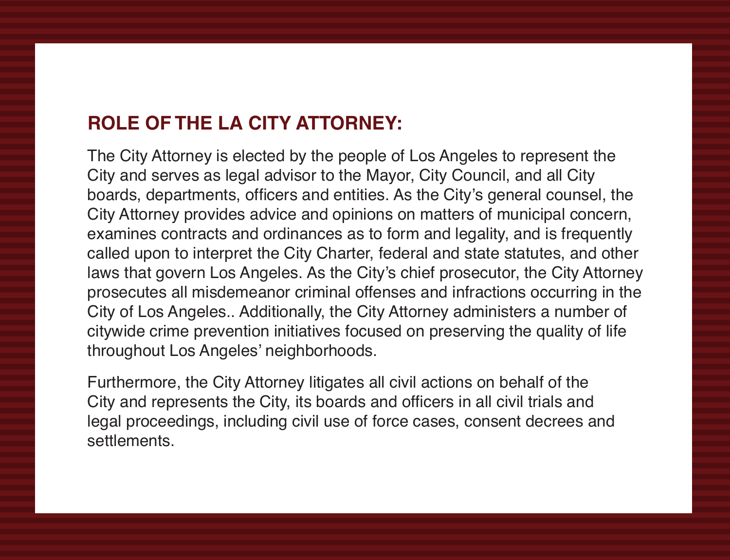## ROLE OF THE LA CITY ATTORNEY:

The City Attorney is elected by the people of Los Angeles to represent the City and serves as legal advisor to the Mayor, City Council, and all City boards, departments, officers and entities. As the City's general counsel, the City Attorney provides advice and opinions on matters of municipal concern, examines contracts and ordinances as to form and legality, and is frequently called upon to interpret the City Charter, federal and state statutes, and other laws that govern Los Angeles. As the City's chief prosecutor, the City Attorney prosecutes all misdemeanor criminal offenses and infractions occurring in the City of Los Angeles.. Additionally, the City Attorney administers a number of citywide crime prevention initiatives focused on preserving the quality of life throughout Los Angeles' neighborhoods.

Furthermore, the City Attorney litigates all civil actions on behalf of the City and represents the City, its boards and officers in all civil trials and legal proceedings, including civil use of force cases, consent decrees and settlements.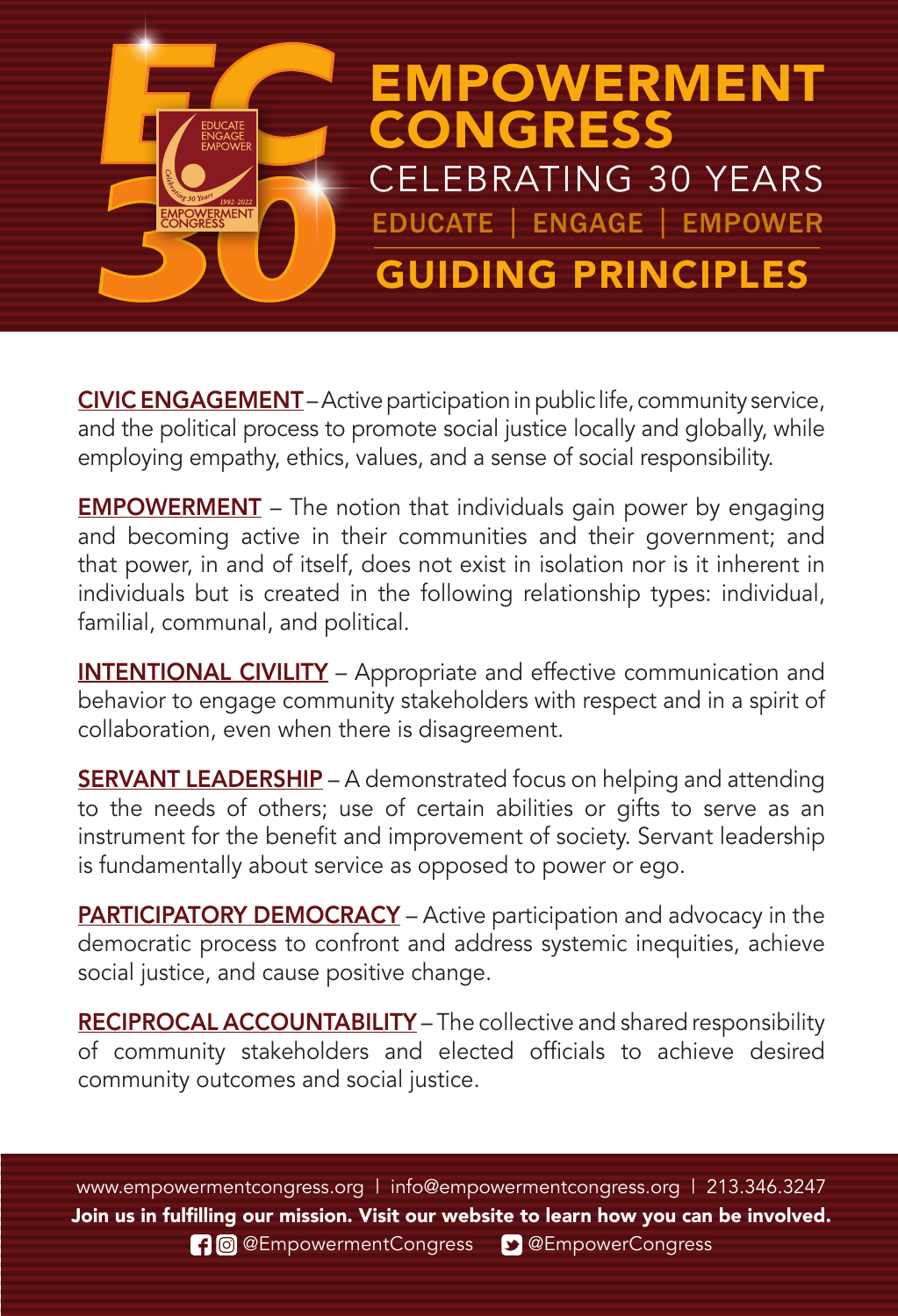# EMPOWERMENT CONGRESS

CELEBRATING 30 YEARS

EDUCATE | ENGAGE | EMPOWER

## GUIDING PRINCIPLES

**CIVIC ENGAGEMENT** – Active participation in public life, community service, and the political process to promote social justice locally and globally, while employing empathy, ethics, values, and a sense of social responsibility.

**EMPOWERMENT** – The notion that individuals gain power by engaging and becoming active in their communities and their government; and that power, in and of itself, does not exist in isolation nor is it inherent in individuals but is created in the following relationship types: individual, familial, communal, and political.

**INTENTIONAL CIVILITY** – Appropriate and effective communication and behavior to engage community stakeholders with respect and in a spirit of collaboration, even when there is disagreement.

**SERVANT LEADERSHIP** – A demonstrated focus on helping and attending to the needs of others; use of certain abilities or gifts to serve as an instrument for the benefit and improvement of society. Servant leadership is fundamentally about service as opposed to power or ego.

**PARTICIPATORY DEMOCRACY** – Active participation and advocacy in the democratic process to confront and address systemic inequities, achieve social justice, and cause positive change.

**RECIPROCAL ACCOUNTABILITY** – The collective and shared responsibility of community stakeholders and elected officials to achieve desired community outcomes and social justice.

www.empowermentcongress.org | info@empowermentcongress.org | 213.346.3247

**Join us in fulfilling our mission. Visit our website to learn how you can be involved.**

@EmpowermentCongress @EmpowerCongress